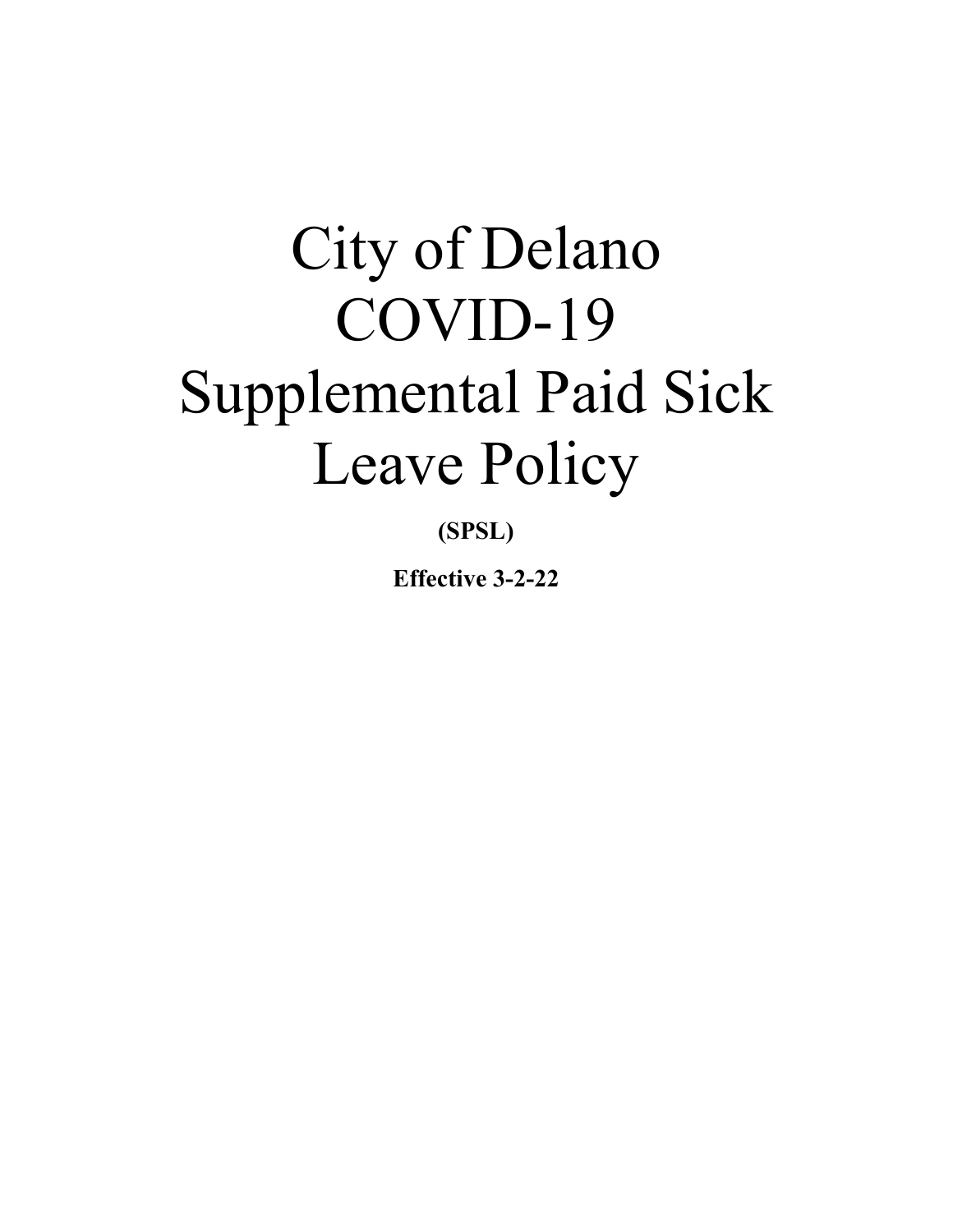# City of Delano COVID-19 Supplemental Paid Sick Leave Policy

**(SPSL)**

**Effective 3-2-22**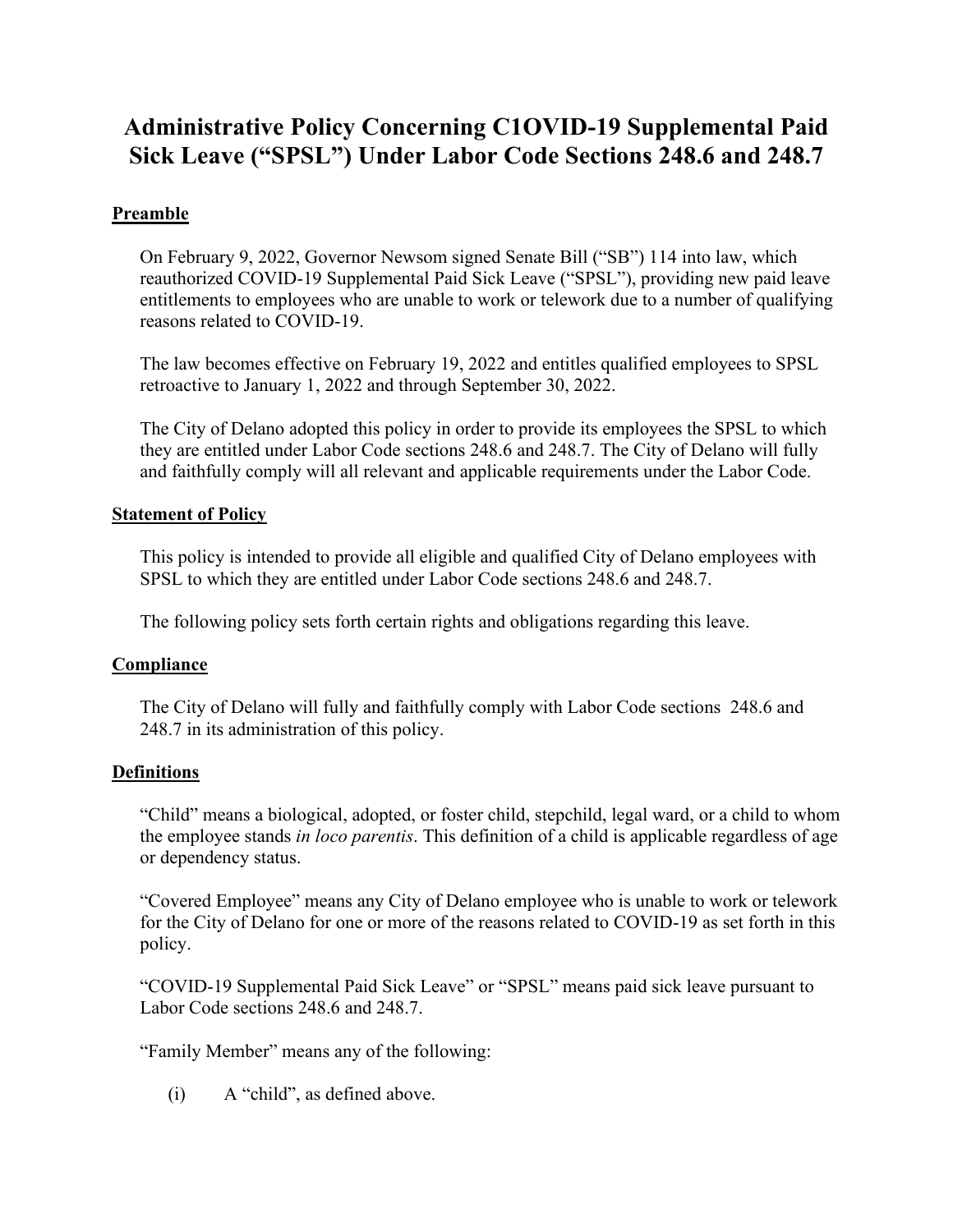# Administrative Policy Concerning C1OVID-19 Supplemental Paid Sick Leave ("SPSL") Under Labor Code Sections 248.6 and 248.7

## Preamble

On February 9, 2022, Governor Newsom signed Senate Bill ("SB") 114 into law, which reauthorized COVID-19 Supplemental Paid Sick Leave ("SPSL"), providing new paid leave entitlements to employees who are unable to work or telework due to a number of qualifying reasons related to COVID-19.

The law becomes effective on February 19, 2022 and entitles qualified employees to SPSL retroactive to January 1, 2022 and through September 30, 2022.

The City of Delano adopted this policy in order to provide its employees the SPSL to which they are entitled under Labor Code sections 248.6 and 248.7. The City of Delano will fully and faithfully comply will all relevant and applicable requirements under the Labor Code.

## Statement of Policy

This policy is intended to provide all eligible and qualified City of Delano employees with SPSL to which they are entitled under Labor Code sections 248.6 and 248.7.

The following policy sets forth certain rights and obligations regarding this leave.

## Compliance

The City of Delano will fully and faithfully comply with Labor Code sections 248.6 and 248.7 in its administration of this policy.

## Definitions

"Child" means a biological, adopted, or foster child, stepchild, legal ward, or a child to whom the employee stands *in loco parentis*. This definition of a child is applicable regardless of age or dependency status.

"Covered Employee" means any City of Delano employee who is unable to work or telework for the City of Delano for one or more of the reasons related to COVID-19 as set forth in this policy.

"COVID-19 Supplemental Paid Sick Leave" or "SPSL" means paid sick leave pursuant to Labor Code sections 248.6 and 248.7.

"Family Member" means any of the following:

(i) A "child", as defined above.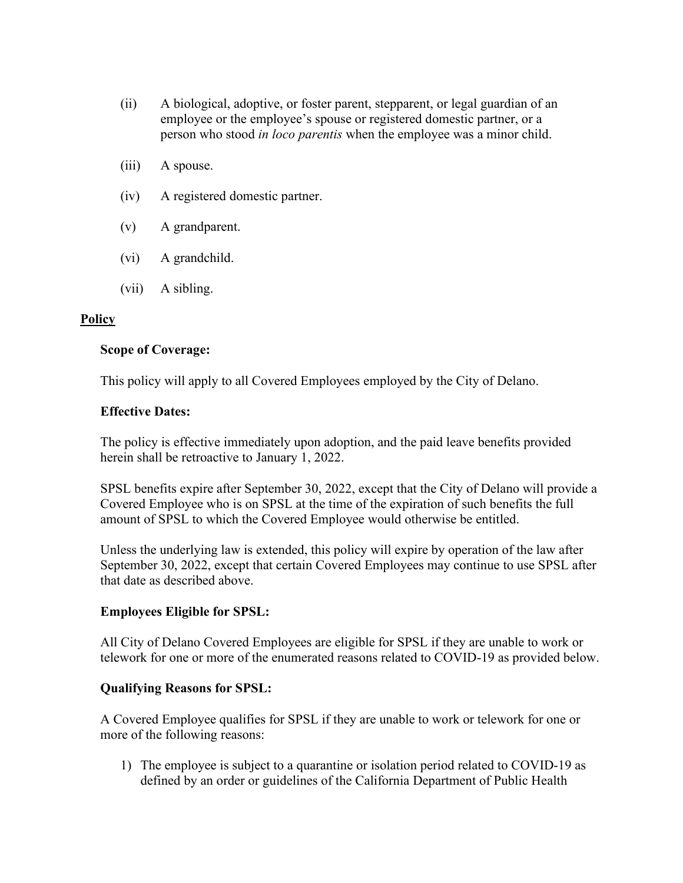(ii) A biological, adoptive, or foster parent, stepparent, or legal guardian of an employee or the employee's spouse or registered domestic partner, or a person who stood *in loco parentis* when the employee was a minor child.

(iii) A spouse.

(iv) A registered domestic partner.

(v) A grandparent.

(vi) A grandchild.

(vii) A sibling.

## Policy

### Scope of Coverage:

This policy will apply to all Covered Employees employed by the City of Delano.

### Effective Dates:

The policy is effective immediately upon adoption, and the paid leave benefits provided herein shall be retroactive to January 1, 2022.

SPSL benefits expire after September 30, 2022, except that the City of Delano will provide a Covered Employee who is on SPSL at the time of the expiration of such benefits the full amount of SPSL to which the Covered Employee would otherwise be entitled.

Unless the underlying law is extended, this policy will expire by operation of the law after September 30, 2022, except that certain Covered Employees may continue to use SPSL after that date as described above.

### Employees Eligible for SPSL:

All City of Delano Covered Employees are eligible for SPSL if they are unable to work or telework for one or more of the enumerated reasons related to COVID-19 as provided below.

### Qualifying Reasons for SPSL:

A Covered Employee qualifies for SPSL if they are unable to work or telework for one or more of the following reasons:

1) The employee is subject to a quarantine or isolation period related to COVID-19 as defined by an order or guidelines of the California Department of Public Health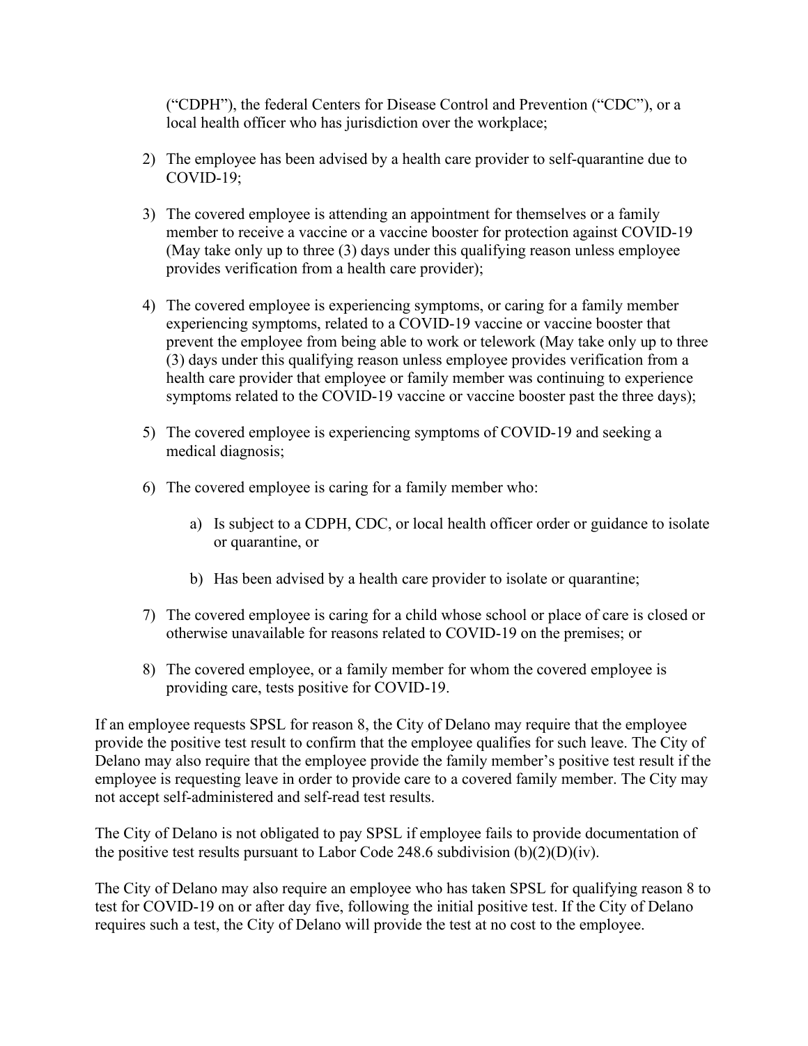("CDPH"), the federal Centers for Disease Control and Prevention ("CDC"), or a local health officer who has jurisdiction over the workplace;

2) The employee has been advised by a health care provider to self-quarantine due to COVID-19;

3) The covered employee is attending an appointment for themselves or a family member to receive a vaccine or a vaccine booster for protection against COVID-19 (May take only up to three (3) days under this qualifying reason unless employee provides verification from a health care provider);

4) The covered employee is experiencing symptoms, or caring for a family member experiencing symptoms, related to a COVID-19 vaccine or vaccine booster that prevent the employee from being able to work or telework (May take only up to three (3) days under this qualifying reason unless employee provides verification from a health care provider that employee or family member was continuing to experience symptoms related to the COVID-19 vaccine or vaccine booster past the three days);

5) The covered employee is experiencing symptoms of COVID-19 and seeking a medical diagnosis;

6) The covered employee is caring for a family member who:

    a) Is subject to a CDPH, CDC, or local health officer order or guidance to isolate or quarantine, or

    b) Has been advised by a health care provider to isolate or quarantine;

7) The covered employee is caring for a child whose school or place of care is closed or otherwise unavailable for reasons related to COVID-19 on the premises; or

8) The covered employee, or a family member for whom the covered employee is providing care, tests positive for COVID-19.

If an employee requests SPSL for reason 8, the City of Delano may require that the employee provide the positive test result to confirm that the employee qualifies for such leave. The City of Delano may also require that the employee provide the family member's positive test result if the employee is requesting leave in order to provide care to a covered family member. The City may not accept self-administered and self-read test results.

The City of Delano is not obligated to pay SPSL if employee fails to provide documentation of the positive test results pursuant to Labor Code 248.6 subdivision (b)(2)(D)(iv).

The City of Delano may also require an employee who has taken SPSL for qualifying reason 8 to test for COVID-19 on or after day five, following the initial positive test. If the City of Delano requires such a test, the City of Delano will provide the test at no cost to the employee.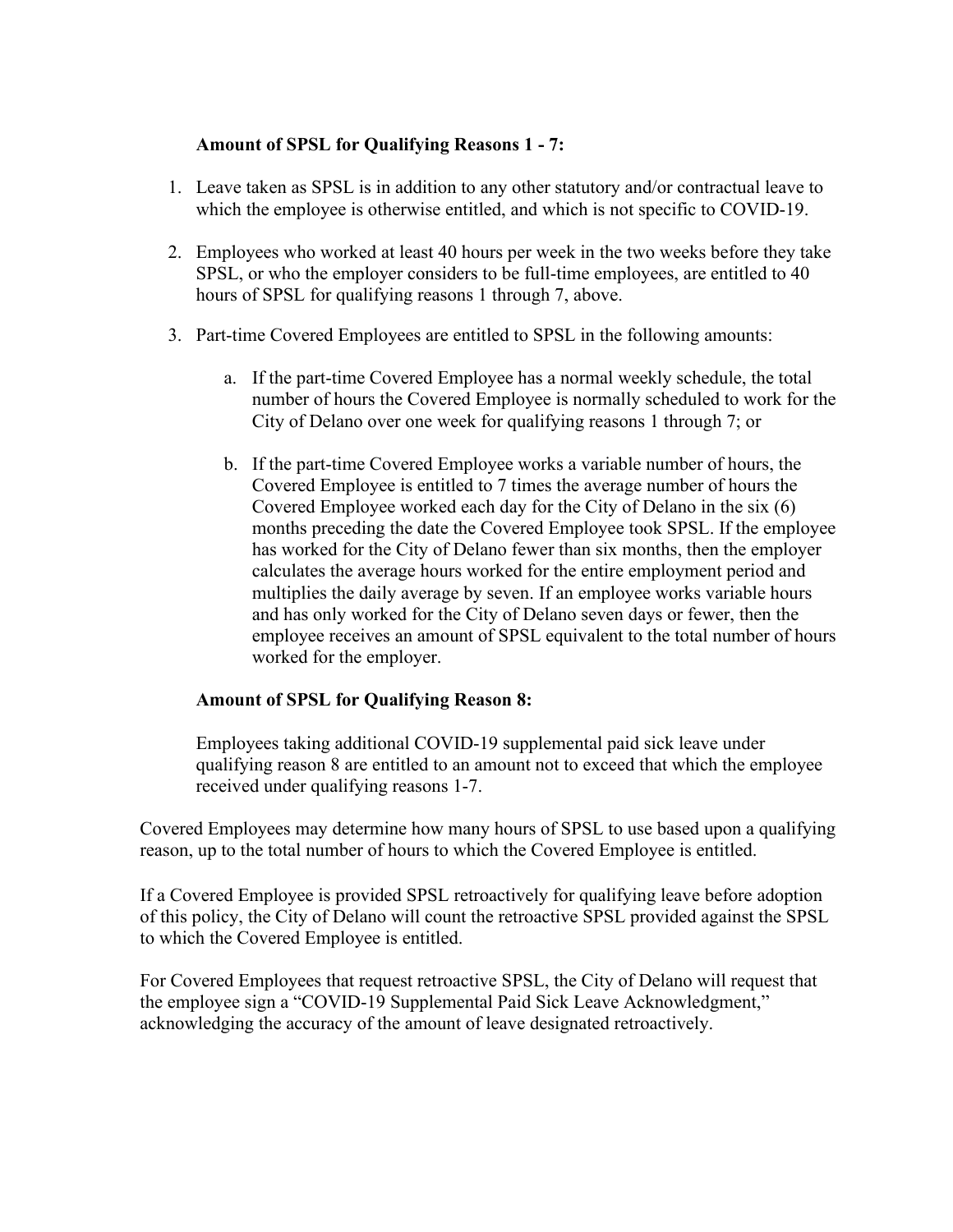**Amount of SPSL for Qualifying Reasons 1 - 7:**

1. Leave taken as SPSL is in addition to any other statutory and/or contractual leave to which the employee is otherwise entitled, and which is not specific to COVID-19.

2. Employees who worked at least 40 hours per week in the two weeks before they take SPSL, or who the employer considers to be full-time employees, are entitled to 40 hours of SPSL for qualifying reasons 1 through 7, above.

3. Part-time Covered Employees are entitled to SPSL in the following amounts:

   a. If the part-time Covered Employee has a normal weekly schedule, the total number of hours the Covered Employee is normally scheduled to work for the City of Delano over one week for qualifying reasons 1 through 7; or

   b. If the part-time Covered Employee works a variable number of hours, the Covered Employee is entitled to 7 times the average number of hours the Covered Employee worked each day for the City of Delano in the six (6) months preceding the date the Covered Employee took SPSL. If the employee has worked for the City of Delano fewer than six months, then the employer calculates the average hours worked for the entire employment period and multiplies the daily average by seven. If an employee works variable hours and has only worked for the City of Delano seven days or fewer, then the employee receives an amount of SPSL equivalent to the total number of hours worked for the employer.

**Amount of SPSL for Qualifying Reason 8:**

Employees taking additional COVID-19 supplemental paid sick leave under qualifying reason 8 are entitled to an amount not to exceed that which the employee received under qualifying reasons 1-7.

Covered Employees may determine how many hours of SPSL to use based upon a qualifying reason, up to the total number of hours to which the Covered Employee is entitled.

If a Covered Employee is provided SPSL retroactively for qualifying leave before adoption of this policy, the City of Delano will count the retroactive SPSL provided against the SPSL to which the Covered Employee is entitled.

For Covered Employees that request retroactive SPSL, the City of Delano will request that the employee sign a "COVID-19 Supplemental Paid Sick Leave Acknowledgment," acknowledging the accuracy of the amount of leave designated retroactively.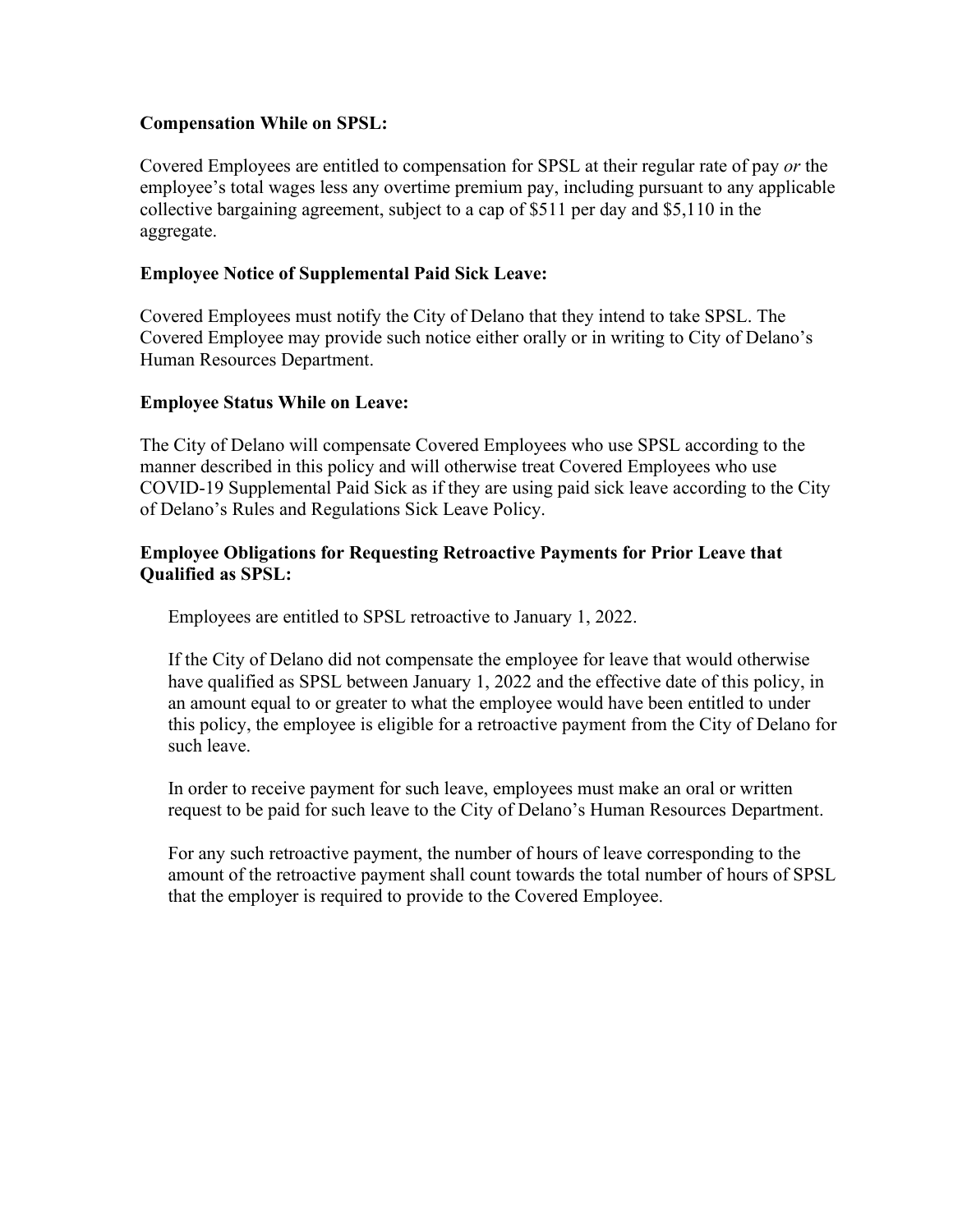**Compensation While on SPSL:**

Covered Employees are entitled to compensation for SPSL at their regular rate of pay *or* the employee's total wages less any overtime premium pay, including pursuant to any applicable collective bargaining agreement, subject to a cap of $511 per day and $5,110 in the aggregate.

**Employee Notice of Supplemental Paid Sick Leave:**

Covered Employees must notify the City of Delano that they intend to take SPSL. The Covered Employee may provide such notice either orally or in writing to City of Delano's Human Resources Department.

**Employee Status While on Leave:**

The City of Delano will compensate Covered Employees who use SPSL according to the manner described in this policy and will otherwise treat Covered Employees who use COVID-19 Supplemental Paid Sick as if they are using paid sick leave according to the City of Delano's Rules and Regulations Sick Leave Policy.

**Employee Obligations for Requesting Retroactive Payments for Prior Leave that Qualified as SPSL:**

Employees are entitled to SPSL retroactive to January 1, 2022.

If the City of Delano did not compensate the employee for leave that would otherwise have qualified as SPSL between January 1, 2022 and the effective date of this policy, in an amount equal to or greater to what the employee would have been entitled to under this policy, the employee is eligible for a retroactive payment from the City of Delano for such leave.

In order to receive payment for such leave, employees must make an oral or written request to be paid for such leave to the City of Delano's Human Resources Department.

For any such retroactive payment, the number of hours of leave corresponding to the amount of the retroactive payment shall count towards the total number of hours of SPSL that the employer is required to provide to the Covered Employee.